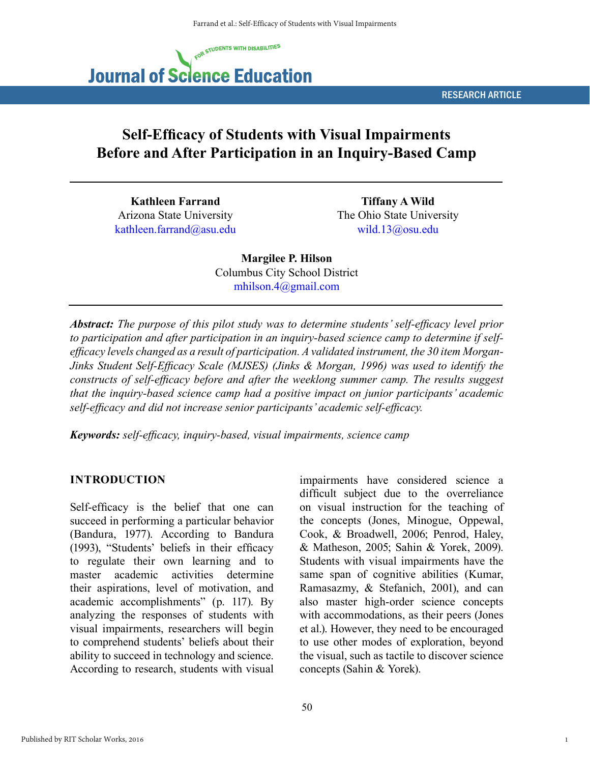RESEARCH ARTICLE

# Self-Efficacy of Students with Visual Impairments Before and After Participation in an Inquiry-Based Camp

**Kathleen Farrand**
Arizona State University
kathleen.farrand@asu.edu

**Tiffany A Wild**
The Ohio State University
wild.13@osu.edu

**Margilee P. Hilson**
Columbus City School District
mhilson.4@gmail.com

***Abstract:*** *The purpose of this pilot study was to determine students' self-efficacy level prior to participation and after participation in an inquiry-based science camp to determine if self-efficacy levels changed as a result of participation. A validated instrument, the 30 item Morgan-Jinks Student Self-Efficacy Scale (MJSES) (Jinks & Morgan, 1996) was used to identify the constructs of self-efficacy before and after the weeklong summer camp. The results suggest that the inquiry-based science camp had a positive impact on junior participants' academic self-efficacy and did not increase senior participants' academic self-efficacy.*

***Keywords:*** *self-efficacy, inquiry-based, visual impairments, science camp*

## INTRODUCTION

Self-efficacy is the belief that one can succeed in performing a particular behavior (Bandura, 1977). According to Bandura (1993), "Students' beliefs in their efficacy to regulate their own learning and to master academic activities determine their aspirations, level of motivation, and academic accomplishments" (p. 117). By analyzing the responses of students with visual impairments, researchers will begin to comprehend students' beliefs about their ability to succeed in technology and science. According to research, students with visual impairments have considered science a difficult subject due to the overreliance on visual instruction for the teaching of the concepts (Jones, Minogue, Oppewal, Cook, & Broadwell, 2006; Penrod, Haley, & Matheson, 2005; Sahin & Yorek, 2009). Students with visual impairments have the same span of cognitive abilities (Kumar, Ramasazmy, & Stefanich, 2001), and can also master high-order science concepts with accommodations, as their peers (Jones et al.). However, they need to be encouraged to use other modes of exploration, beyond the visual, such as tactile to discover science concepts (Sahin & Yorek).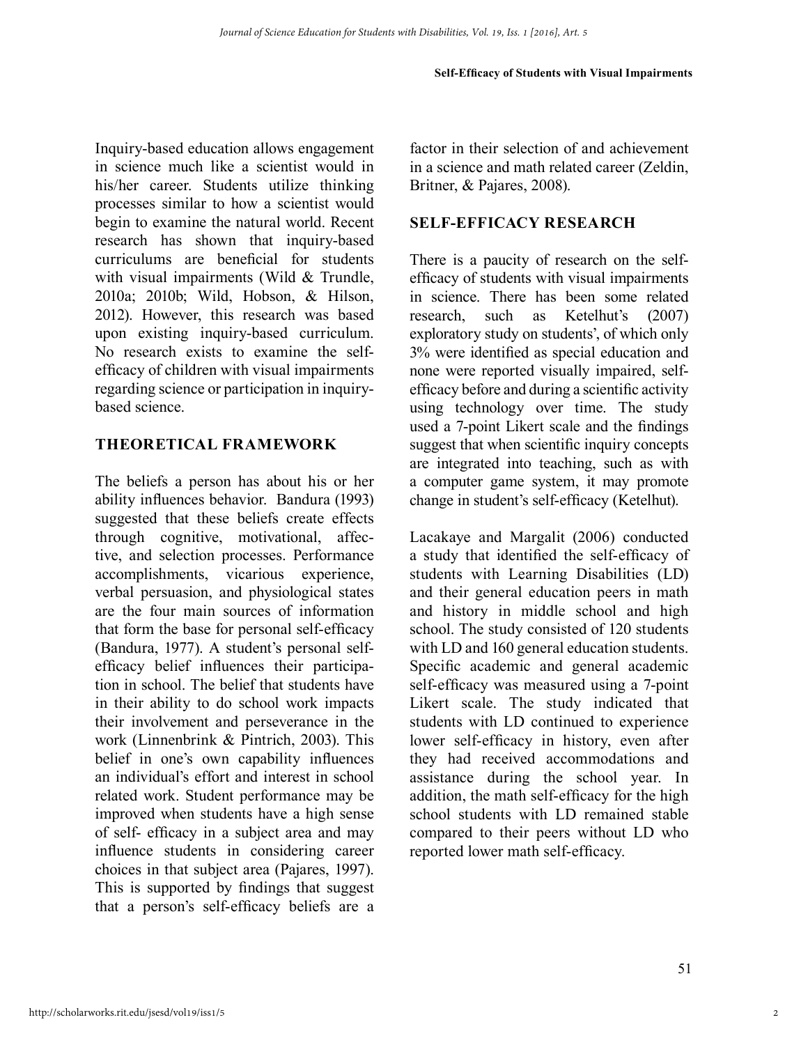Inquiry-based education allows engagement in science much like a scientist would in his/her career. Students utilize thinking processes similar to how a scientist would begin to examine the natural world. Recent research has shown that inquiry-based curriculums are beneficial for students with visual impairments (Wild & Trundle, 2010a; 2010b; Wild, Hobson, & Hilson, 2012). However, this research was based upon existing inquiry-based curriculum. No research exists to examine the self-efficacy of children with visual impairments regarding science or participation in inquiry-based science.

## THEORETICAL FRAMEWORK

The beliefs a person has about his or her ability influences behavior. Bandura (1993) suggested that these beliefs create effects through cognitive, motivational, affective, and selection processes. Performance accomplishments, vicarious experience, verbal persuasion, and physiological states are the four main sources of information that form the base for personal self-efficacy (Bandura, 1977). A student's personal self-efficacy belief influences their participation in school. The belief that students have in their ability to do school work impacts their involvement and perseverance in the work (Linnenbrink & Pintrich, 2003). This belief in one's own capability influences an individual's effort and interest in school related work. Student performance may be improved when students have a high sense of self- efficacy in a subject area and may influence students in considering career choices in that subject area (Pajares, 1997). This is supported by findings that suggest that a person's self-efficacy beliefs are a factor in their selection of and achievement in a science and math related career (Zeldin, Britner, & Pajares, 2008).

## SELF-EFFICACY RESEARCH

There is a paucity of research on the self-efficacy of students with visual impairments in science. There has been some related research, such as Ketelhut's (2007) exploratory study on students', of which only 3% were identified as special education and none were reported visually impaired, self-efficacy before and during a scientific activity using technology over time. The study used a 7-point Likert scale and the findings suggest that when scientific inquiry concepts are integrated into teaching, such as with a computer game system, it may promote change in student's self-efficacy (Ketelhut).

Lacakaye and Margalit (2006) conducted a study that identified the self-efficacy of students with Learning Disabilities (LD) and their general education peers in math and history in middle school and high school. The study consisted of 120 students with LD and 160 general education students. Specific academic and general academic self-efficacy was measured using a 7-point Likert scale. The study indicated that students with LD continued to experience lower self-efficacy in history, even after they had received accommodations and assistance during the school year. In addition, the math self-efficacy for the high school students with LD remained stable compared to their peers without LD who reported lower math self-efficacy.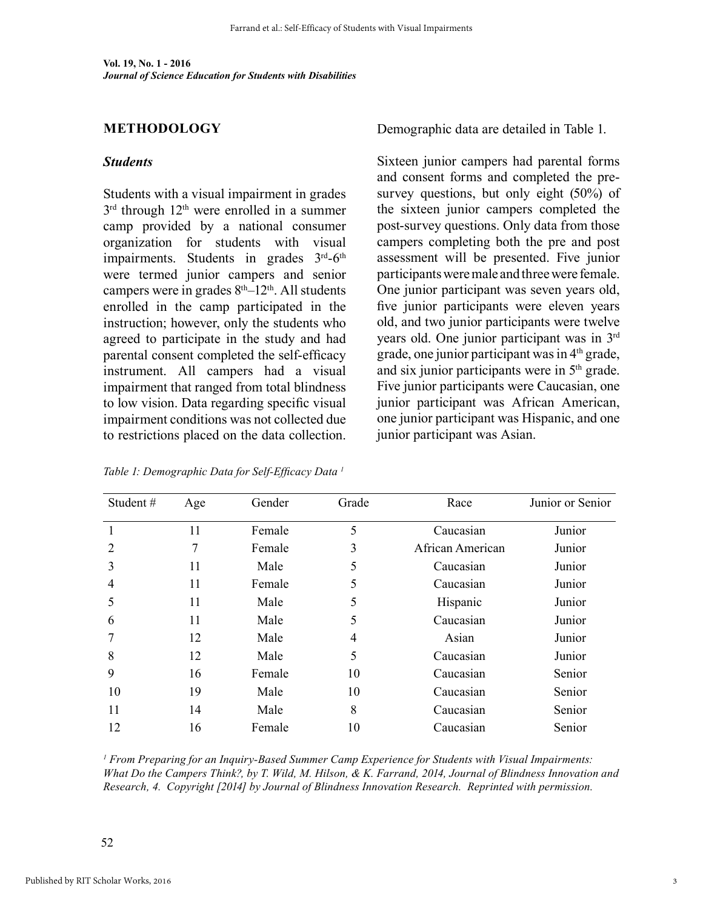## METHODOLOGY

### *Students*

Students with a visual impairment in grades 3rd through 12th were enrolled in a summer camp provided by a national consumer organization for students with visual impairments. Students in grades 3rd-6th were termed junior campers and senior campers were in grades 8th–12th. All students enrolled in the camp participated in the instruction; however, only the students who agreed to participate in the study and had parental consent completed the self-efficacy instrument. All campers had a visual impairment that ranged from total blindness to low vision. Data regarding specific visual impairment conditions was not collected due to restrictions placed on the data collection. Demographic data are detailed in Table 1.

Sixteen junior campers had parental forms and consent forms and completed the pre-survey questions, but only eight (50%) of the sixteen junior campers completed the post-survey questions. Only data from those campers completing both the pre and post assessment will be presented. Five junior participants were male and three were female. One junior participant was seven years old, five junior participants were eleven years old, and two junior participants were twelve years old. One junior participant was in 3rd grade, one junior participant was in 4th grade, and six junior participants were in 5th grade. Five junior participants were Caucasian, one junior participant was African American, one junior participant was Hispanic, and one junior participant was Asian.

*Table 1: Demographic Data for Self-Efficacy Data [1]*

| Student # | Age | Gender | Grade | Race | Junior or Senior |
|---|---|---|---|---|---|
| 1 | 11 | Female | 5 | Caucasian | Junior |
| 2 | 7 | Female | 3 | African American | Junior |
| 3 | 11 | Male | 5 | Caucasian | Junior |
| 4 | 11 | Female | 5 | Caucasian | Junior |
| 5 | 11 | Male | 5 | Hispanic | Junior |
| 6 | 11 | Male | 5 | Caucasian | Junior |
| 7 | 12 | Male | 4 | Asian | Junior |
| 8 | 12 | Male | 5 | Caucasian | Junior |
| 9 | 16 | Female | 10 | Caucasian | Senior |
| 10 | 19 | Male | 10 | Caucasian | Senior |
| 11 | 14 | Male | 8 | Caucasian | Senior |
| 12 | 16 | Female | 10 | Caucasian | Senior |

*[1] From Preparing for an Inquiry-Based Summer Camp Experience for Students with Visual Impairments: What Do the Campers Think?, by T. Wild, M. Hilson, & K. Farrand, 2014, Journal of Blindness Innovation and Research, 4. Copyright [2014] by Journal of Blindness Innovation Research. Reprinted with permission.*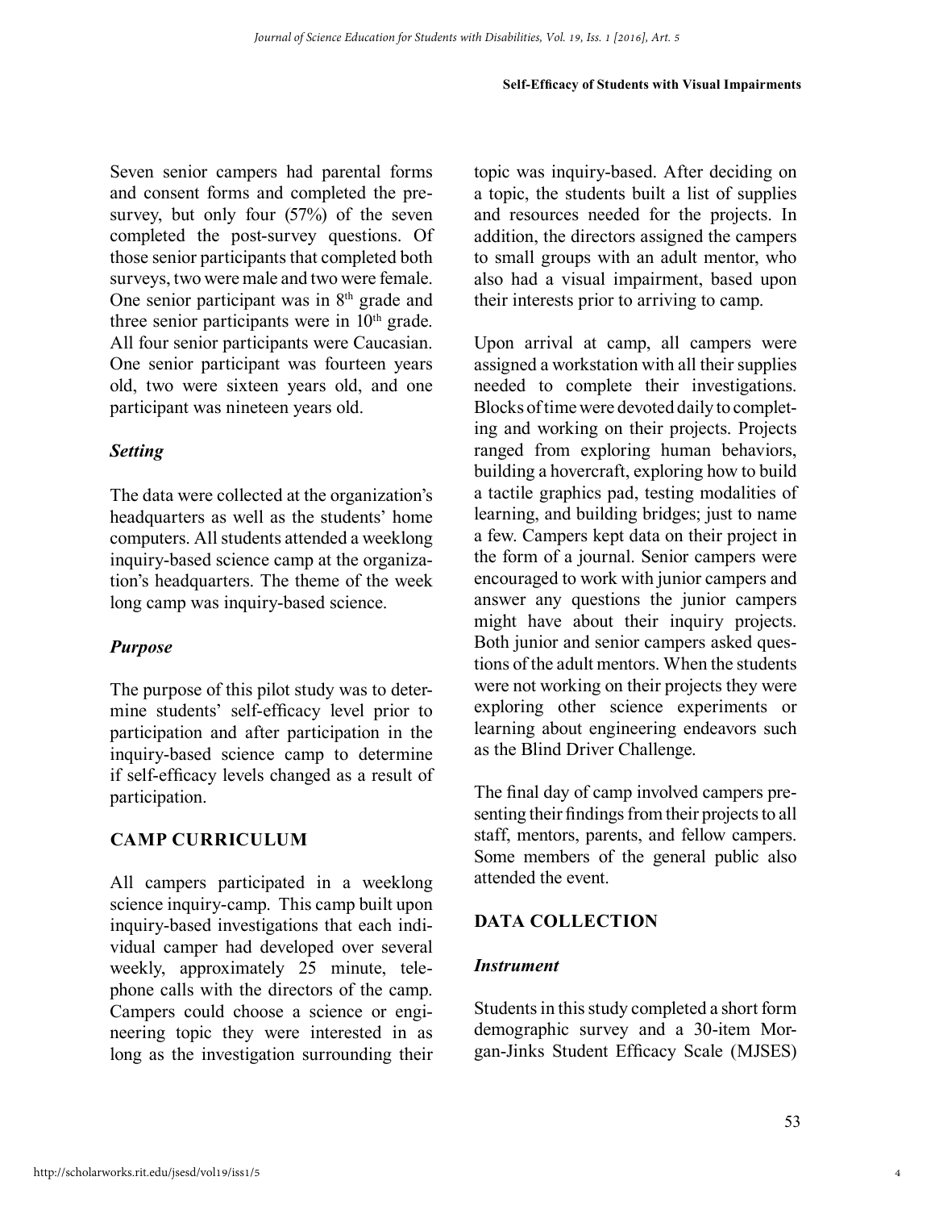Seven senior campers had parental forms and consent forms and completed the pre-survey, but only four (57%) of the seven completed the post-survey questions. Of those senior participants that completed both surveys, two were male and two were female. One senior participant was in 8th grade and three senior participants were in 10th grade. All four senior participants were Caucasian. One senior participant was fourteen years old, two were sixteen years old, and one participant was nineteen years old.

### *Setting*

The data were collected at the organization's headquarters as well as the students' home computers. All students attended a weeklong inquiry-based science camp at the organization's headquarters. The theme of the week long camp was inquiry-based science.

### *Purpose*

The purpose of this pilot study was to determine students' self-efficacy level prior to participation and after participation in the inquiry-based science camp to determine if self-efficacy levels changed as a result of participation.

## CAMP CURRICULUM

All campers participated in a weeklong science inquiry-camp. This camp built upon inquiry-based investigations that each individual camper had developed over several weekly, approximately 25 minute, telephone calls with the directors of the camp. Campers could choose a science or engineering topic they were interested in as long as the investigation surrounding their topic was inquiry-based. After deciding on a topic, the students built a list of supplies and resources needed for the projects. In addition, the directors assigned the campers to small groups with an adult mentor, who also had a visual impairment, based upon their interests prior to arriving to camp.

Upon arrival at camp, all campers were assigned a workstation with all their supplies needed to complete their investigations. Blocks of time were devoted daily to completing and working on their projects. Projects ranged from exploring human behaviors, building a hovercraft, exploring how to build a tactile graphics pad, testing modalities of learning, and building bridges; just to name a few. Campers kept data on their project in the form of a journal. Senior campers were encouraged to work with junior campers and answer any questions the junior campers might have about their inquiry projects. Both junior and senior campers asked questions of the adult mentors. When the students were not working on their projects they were exploring other science experiments or learning about engineering endeavors such as the Blind Driver Challenge.

The final day of camp involved campers presenting their findings from their projects to all staff, mentors, parents, and fellow campers. Some members of the general public also attended the event.

## DATA COLLECTION

### *Instrument*

Students in this study completed a short form demographic survey and a 30-item Morgan-Jinks Student Efficacy Scale (MJSES)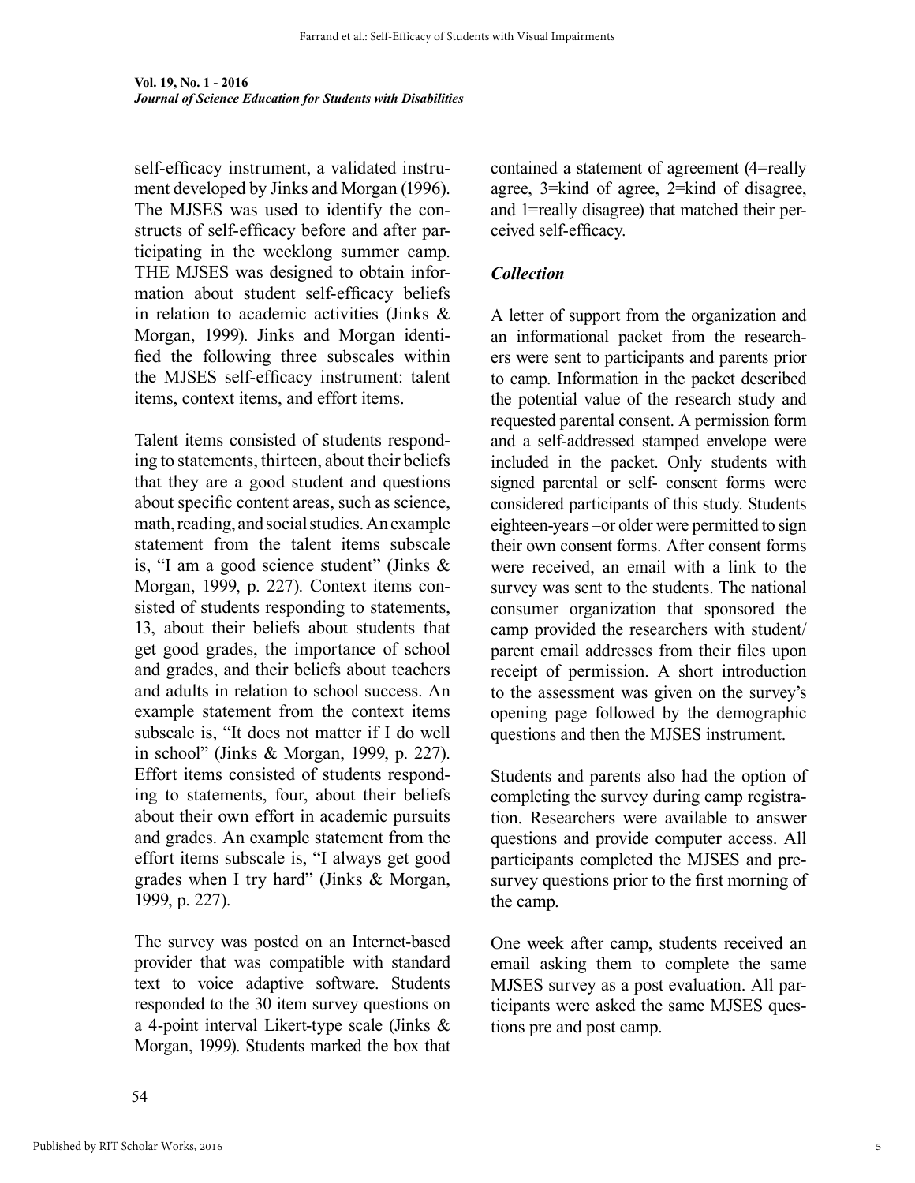self-efficacy instrument, a validated instrument developed by Jinks and Morgan (1996). The MJSES was used to identify the constructs of self-efficacy before and after participating in the weeklong summer camp. THE MJSES was designed to obtain information about student self-efficacy beliefs in relation to academic activities (Jinks & Morgan, 1999). Jinks and Morgan identified the following three subscales within the MJSES self-efficacy instrument: talent items, context items, and effort items.

Talent items consisted of students responding to statements, thirteen, about their beliefs that they are a good student and questions about specific content areas, such as science, math, reading, and social studies. An example statement from the talent items subscale is, "I am a good science student" (Jinks & Morgan, 1999, p. 227). Context items consisted of students responding to statements, 13, about their beliefs about students that get good grades, the importance of school and grades, and their beliefs about teachers and adults in relation to school success. An example statement from the context items subscale is, "It does not matter if I do well in school" (Jinks & Morgan, 1999, p. 227). Effort items consisted of students responding to statements, four, about their beliefs about their own effort in academic pursuits and grades. An example statement from the effort items subscale is, "I always get good grades when I try hard" (Jinks & Morgan, 1999, p. 227).

The survey was posted on an Internet-based provider that was compatible with standard text to voice adaptive software. Students responded to the 30 item survey questions on a 4-point interval Likert-type scale (Jinks & Morgan, 1999). Students marked the box that contained a statement of agreement (4=really agree, 3=kind of agree, 2=kind of disagree, and 1=really disagree) that matched their perceived self-efficacy.

### *Collection*

A letter of support from the organization and an informational packet from the researchers were sent to participants and parents prior to camp. Information in the packet described the potential value of the research study and requested parental consent. A permission form and a self-addressed stamped envelope were included in the packet. Only students with signed parental or self- consent forms were considered participants of this study. Students eighteen-years –or older were permitted to sign their own consent forms. After consent forms were received, an email with a link to the survey was sent to the students. The national consumer organization that sponsored the camp provided the researchers with student/parent email addresses from their files upon receipt of permission. A short introduction to the assessment was given on the survey's opening page followed by the demographic questions and then the MJSES instrument.

Students and parents also had the option of completing the survey during camp registration. Researchers were available to answer questions and provide computer access. All participants completed the MJSES and pre-survey questions prior to the first morning of the camp.

One week after camp, students received an email asking them to complete the same MJSES survey as a post evaluation. All participants were asked the same MJSES questions pre and post camp.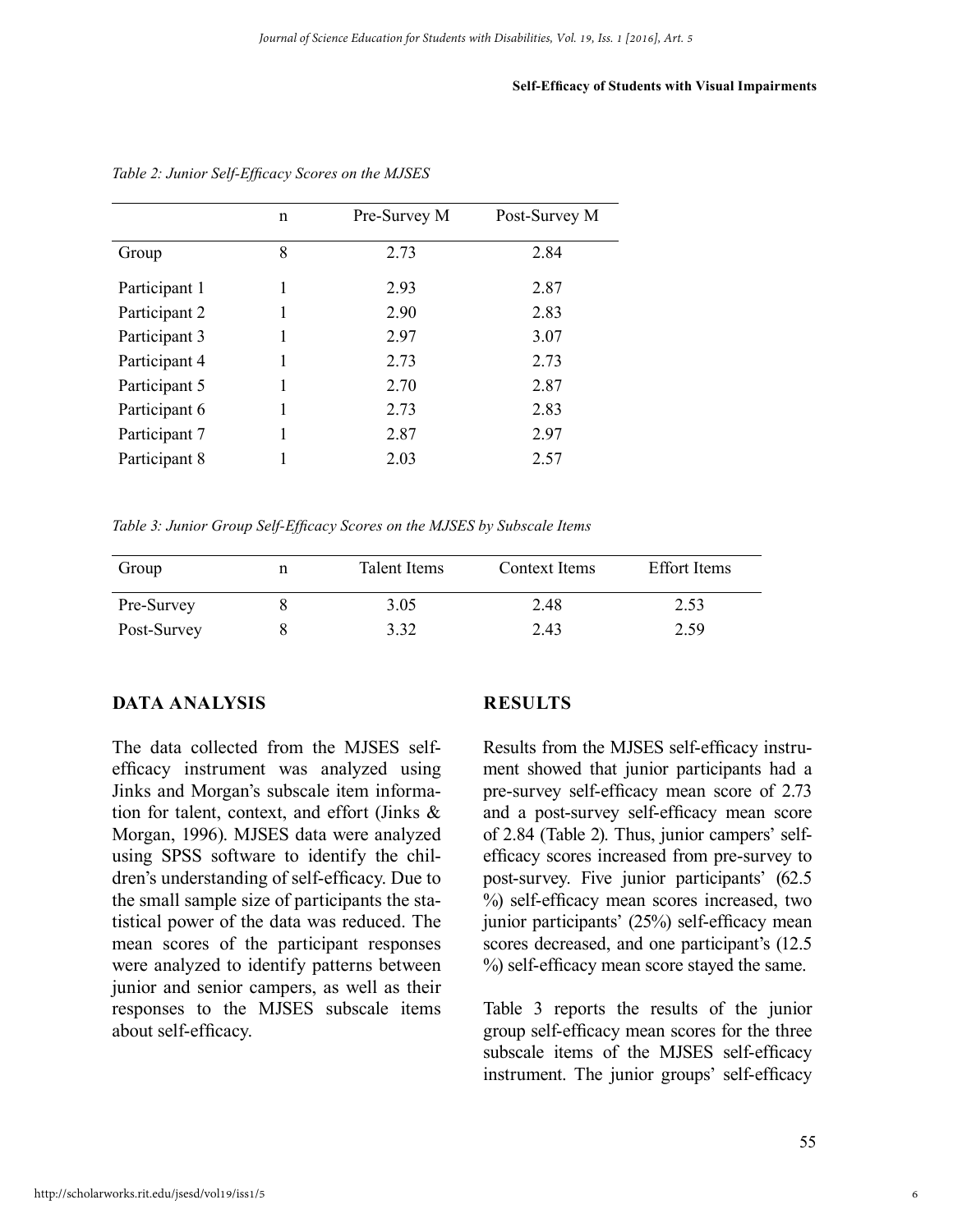*Table 2: Junior Self-Efficacy Scores on the MJSES*

| | n | Pre-Survey M | Post-Survey M |
|---|---|---|---|
| Group | 8 | 2.73 | 2.84 |
| Participant 1 | 1 | 2.93 | 2.87 |
| Participant 2 | 1 | 2.90 | 2.83 |
| Participant 3 | 1 | 2.97 | 3.07 |
| Participant 4 | 1 | 2.73 | 2.73 |
| Participant 5 | 1 | 2.70 | 2.87 |
| Participant 6 | 1 | 2.73 | 2.83 |
| Participant 7 | 1 | 2.87 | 2.97 |
| Participant 8 | 1 | 2.03 | 2.57 |

*Table 3: Junior Group Self-Efficacy Scores on the MJSES by Subscale Items*

| Group | n | Talent Items | Context Items | Effort Items |
|---|---|---|---|---|
| Pre-Survey | 8 | 3.05 | 2.48 | 2.53 |
| Post-Survey | 8 | 3.32 | 2.43 | 2.59 |

## DATA ANALYSIS

The data collected from the MJSES self-efficacy instrument was analyzed using Jinks and Morgan's subscale item information for talent, context, and effort (Jinks & Morgan, 1996). MJSES data were analyzed using SPSS software to identify the children's understanding of self-efficacy. Due to the small sample size of participants the statistical power of the data was reduced. The mean scores of the participant responses were analyzed to identify patterns between junior and senior campers, as well as their responses to the MJSES subscale items about self-efficacy.

## RESULTS

Results from the MJSES self-efficacy instrument showed that junior participants had a pre-survey self-efficacy mean score of 2.73 and a post-survey self-efficacy mean score of 2.84 (Table 2). Thus, junior campers' self-efficacy scores increased from pre-survey to post-survey. Five junior participants' (62.5 %) self-efficacy mean scores increased, two junior participants' (25%) self-efficacy mean scores decreased, and one participant's (12.5 %) self-efficacy mean score stayed the same.

Table 3 reports the results of the junior group self-efficacy mean scores for the three subscale items of the MJSES self-efficacy instrument. The junior groups' self-efficacy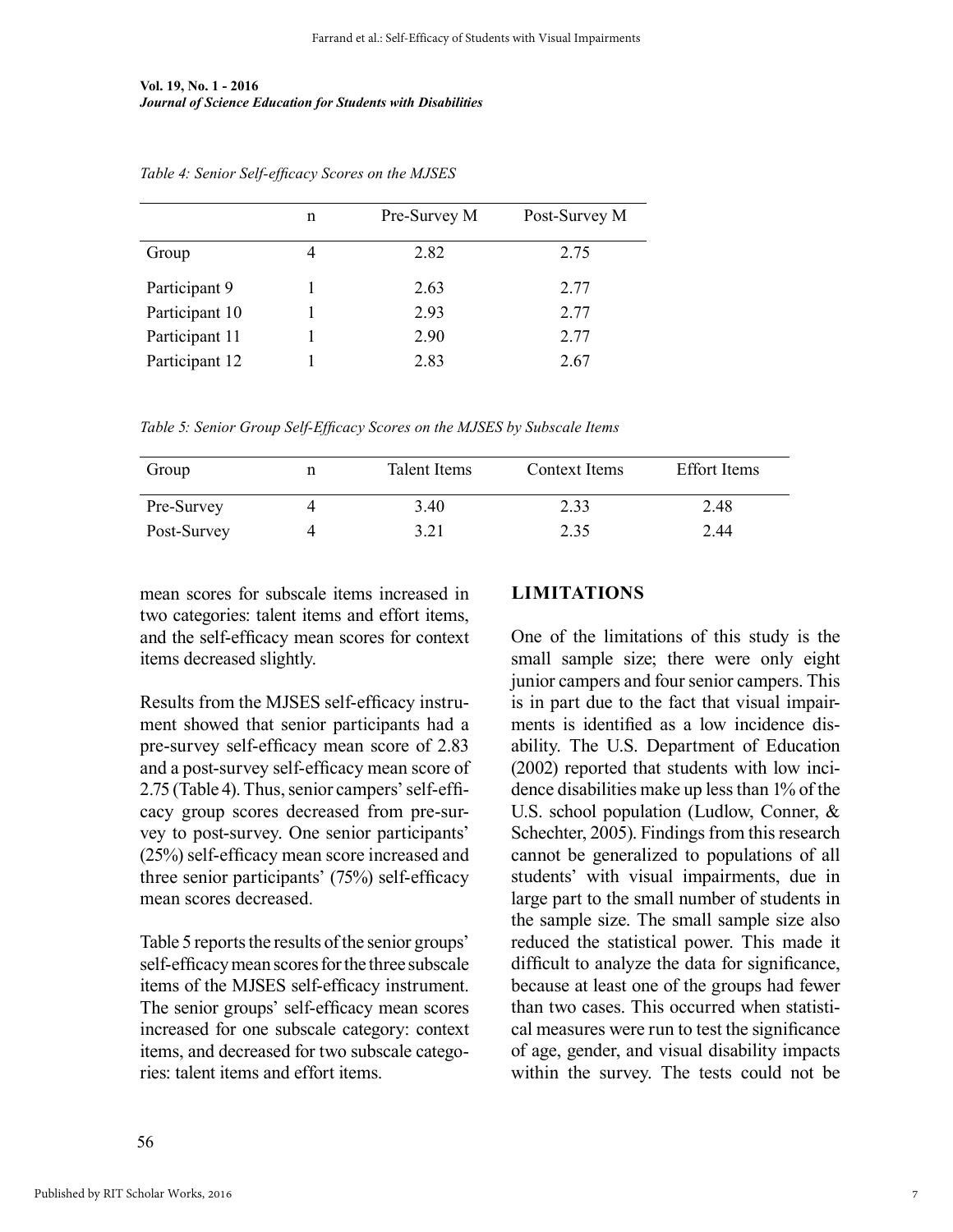*Table 4: Senior Self-efficacy Scores on the MJSES*

| | n | Pre-Survey M | Post-Survey M |
|---|---|---|---|
| Group | 4 | 2.82 | 2.75 |
| Participant 9 | 1 | 2.63 | 2.77 |
| Participant 10 | 1 | 2.93 | 2.77 |
| Participant 11 | 1 | 2.90 | 2.77 |
| Participant 12 | 1 | 2.83 | 2.67 |

*Table 5: Senior Group Self-Efficacy Scores on the MJSES by Subscale Items*

| Group | n | Talent Items | Context Items | Effort Items |
|---|---|---|---|---|
| Pre-Survey | 4 | 3.40 | 2.33 | 2.48 |
| Post-Survey | 4 | 3.21 | 2.35 | 2.44 |

mean scores for subscale items increased in two categories: talent items and effort items, and the self-efficacy mean scores for context items decreased slightly.

Results from the MJSES self-efficacy instrument showed that senior participants had a pre-survey self-efficacy mean score of 2.83 and a post-survey self-efficacy mean score of 2.75 (Table 4). Thus, senior campers' self-efficacy group scores decreased from pre-survey to post-survey. One senior participants' (25%) self-efficacy mean score increased and three senior participants' (75%) self-efficacy mean scores decreased.

Table 5 reports the results of the senior groups' self-efficacy mean scores for the three subscale items of the MJSES self-efficacy instrument. The senior groups' self-efficacy mean scores increased for one subscale category: context items, and decreased for two subscale categories: talent items and effort items.

## LIMITATIONS

One of the limitations of this study is the small sample size; there were only eight junior campers and four senior campers. This is in part due to the fact that visual impairments is identified as a low incidence disability. The U.S. Department of Education (2002) reported that students with low incidence disabilities make up less than 1% of the U.S. school population (Ludlow, Conner, & Schechter, 2005). Findings from this research cannot be generalized to populations of all students' with visual impairments, due in large part to the small number of students in the sample size. The small sample size also reduced the statistical power. This made it difficult to analyze the data for significance, because at least one of the groups had fewer than two cases. This occurred when statistical measures were run to test the significance of age, gender, and visual disability impacts within the survey. The tests could not be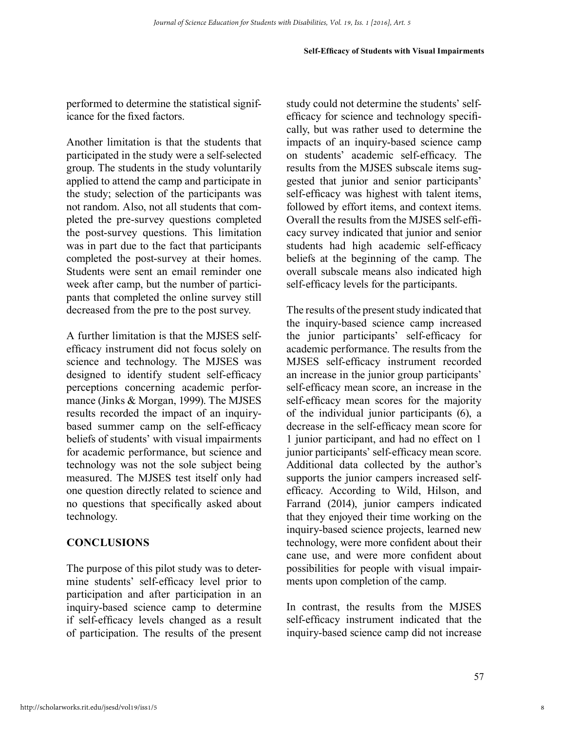performed to determine the statistical significance for the fixed factors.

Another limitation is that the students that participated in the study were a self-selected group. The students in the study voluntarily applied to attend the camp and participate in the study; selection of the participants was not random. Also, not all students that completed the pre-survey questions completed the post-survey questions. This limitation was in part due to the fact that participants completed the post-survey at their homes. Students were sent an email reminder one week after camp, but the number of participants that completed the online survey still decreased from the pre to the post survey.

A further limitation is that the MJSES self-efficacy instrument did not focus solely on science and technology. The MJSES was designed to identify student self-efficacy perceptions concerning academic performance (Jinks & Morgan, 1999). The MJSES results recorded the impact of an inquiry-based summer camp on the self-efficacy beliefs of students' with visual impairments for academic performance, but science and technology was not the sole subject being measured. The MJSES test itself only had one question directly related to science and no questions that specifically asked about technology.

## CONCLUSIONS

The purpose of this pilot study was to determine students' self-efficacy level prior to participation and after participation in an inquiry-based science camp to determine if self-efficacy levels changed as a result of participation. The results of the present study could not determine the students' self-efficacy for science and technology specifically, but was rather used to determine the impacts of an inquiry-based science camp on students' academic self-efficacy. The results from the MJSES subscale items suggested that junior and senior participants' self-efficacy was highest with talent items, followed by effort items, and context items. Overall the results from the MJSES self-efficacy survey indicated that junior and senior students had high academic self-efficacy beliefs at the beginning of the camp. The overall subscale means also indicated high self-efficacy levels for the participants.

The results of the present study indicated that the inquiry-based science camp increased the junior participants' self-efficacy for academic performance. The results from the MJSES self-efficacy instrument recorded an increase in the junior group participants' self-efficacy mean score, an increase in the self-efficacy mean scores for the majority of the individual junior participants (6), a decrease in the self-efficacy mean score for 1 junior participant, and had no effect on 1 junior participants' self-efficacy mean score. Additional data collected by the author's supports the junior campers increased self-efficacy. According to Wild, Hilson, and Farrand (2014), junior campers indicated that they enjoyed their time working on the inquiry-based science projects, learned new technology, were more confident about their cane use, and were more confident about possibilities for people with visual impairments upon completion of the camp.

In contrast, the results from the MJSES self-efficacy instrument indicated that the inquiry-based science camp did not increase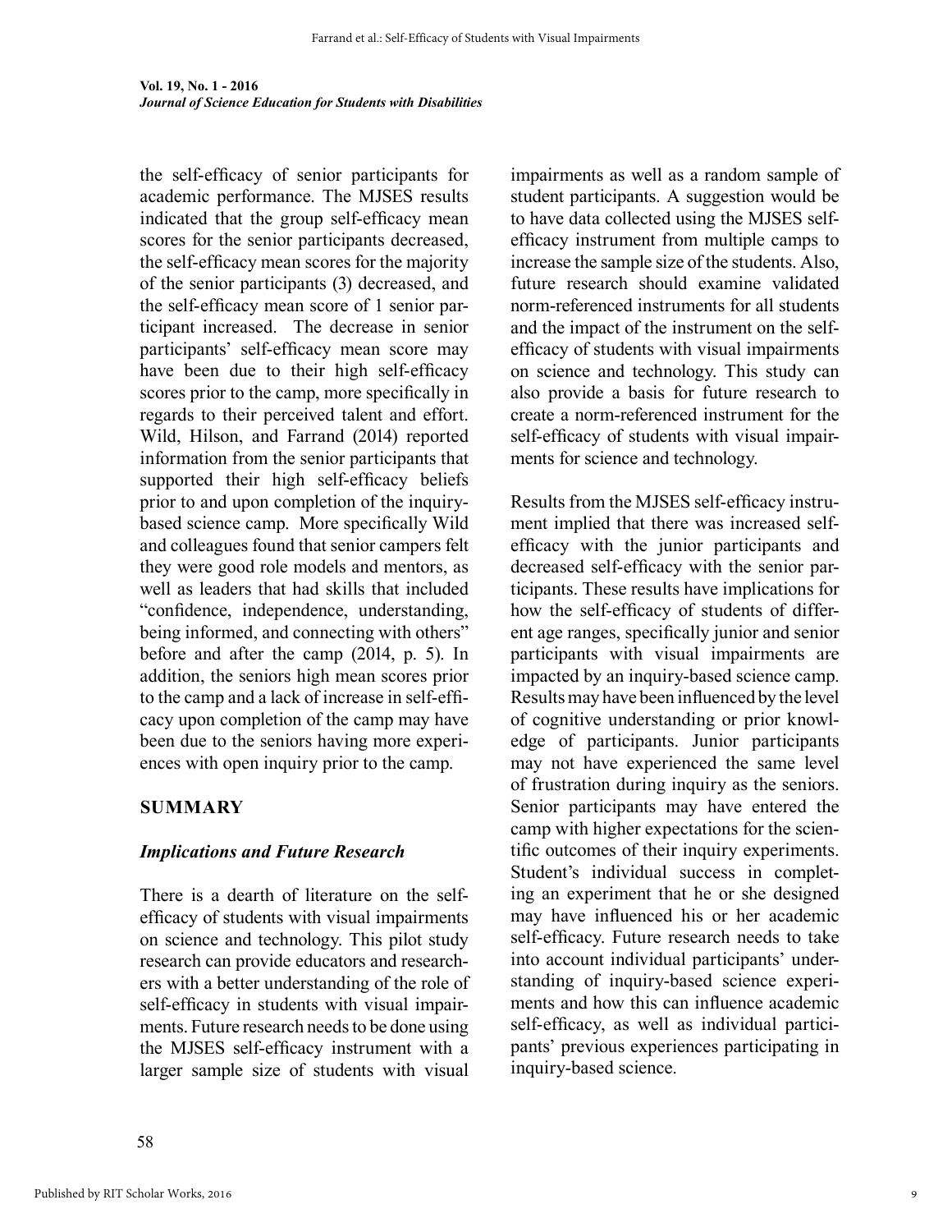the self-efficacy of senior participants for academic performance. The MJSES results indicated that the group self-efficacy mean scores for the senior participants decreased, the self-efficacy mean scores for the majority of the senior participants (3) decreased, and the self-efficacy mean score of 1 senior participant increased. The decrease in senior participants' self-efficacy mean score may have been due to their high self-efficacy scores prior to the camp, more specifically in regards to their perceived talent and effort. Wild, Hilson, and Farrand (2014) reported information from the senior participants that supported their high self-efficacy beliefs prior to and upon completion of the inquiry-based science camp. More specifically Wild and colleagues found that senior campers felt they were good role models and mentors, as well as leaders that had skills that included "confidence, independence, understanding, being informed, and connecting with others" before and after the camp (2014, p. 5). In addition, the seniors high mean scores prior to the camp and a lack of increase in self-efficacy upon completion of the camp may have been due to the seniors having more experiences with open inquiry prior to the camp.

## SUMMARY

### *Implications and Future Research*

There is a dearth of literature on the self-efficacy of students with visual impairments on science and technology. This pilot study research can provide educators and researchers with a better understanding of the role of self-efficacy in students with visual impairments. Future research needs to be done using the MJSES self-efficacy instrument with a larger sample size of students with visual impairments as well as a random sample of student participants. A suggestion would be to have data collected using the MJSES self-efficacy instrument from multiple camps to increase the sample size of the students. Also, future research should examine validated norm-referenced instruments for all students and the impact of the instrument on the self-efficacy of students with visual impairments on science and technology. This study can also provide a basis for future research to create a norm-referenced instrument for the self-efficacy of students with visual impairments for science and technology.

Results from the MJSES self-efficacy instrument implied that there was increased self-efficacy with the junior participants and decreased self-efficacy with the senior participants. These results have implications for how the self-efficacy of students of different age ranges, specifically junior and senior participants with visual impairments are impacted by an inquiry-based science camp. Results may have been influenced by the level of cognitive understanding or prior knowledge of participants. Junior participants may not have experienced the same level of frustration during inquiry as the seniors. Senior participants may have entered the camp with higher expectations for the scientific outcomes of their inquiry experiments. Student's individual success in completing an experiment that he or she designed may have influenced his or her academic self-efficacy. Future research needs to take into account individual participants' understanding of inquiry-based science experiments and how this can influence academic self-efficacy, as well as individual participants' previous experiences participating in inquiry-based science.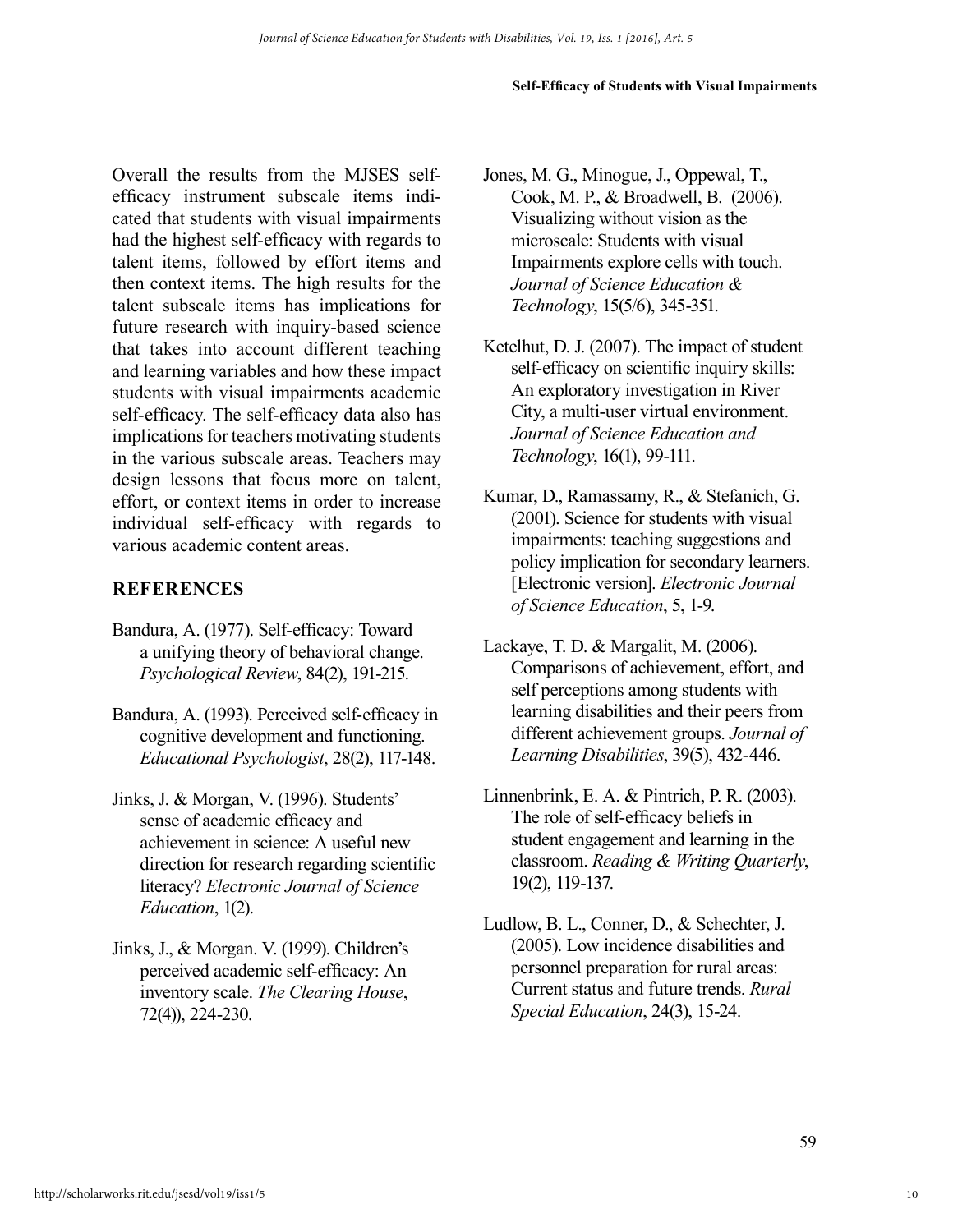Overall the results from the MJSES self-efficacy instrument subscale items indicated that students with visual impairments had the highest self-efficacy with regards to talent items, followed by effort items and then context items. The high results for the talent subscale items has implications for future research with inquiry-based science that takes into account different teaching and learning variables and how these impact students with visual impairments academic self-efficacy. The self-efficacy data also has implications for teachers motivating students in the various subscale areas. Teachers may design lessons that focus more on talent, effort, or context items in order to increase individual self-efficacy with regards to various academic content areas.

## REFERENCES

Bandura, A. (1977). Self-efficacy: Toward a unifying theory of behavioral change. *Psychological Review*, 84(2), 191-215.

Bandura, A. (1993). Perceived self-efficacy in cognitive development and functioning. *Educational Psychologist*, 28(2), 117-148.

Jinks, J. & Morgan, V. (1996). Students' sense of academic efficacy and achievement in science: A useful new direction for research regarding scientific literacy? *Electronic Journal of Science Education*, 1(2).

Jinks, J., & Morgan. V. (1999). Children's perceived academic self-efficacy: An inventory scale. *The Clearing House*, 72(4)), 224-230.

Jones, M. G., Minogue, J., Oppewal, T., Cook, M. P., & Broadwell, B. (2006). Visualizing without vision as the microscale: Students with visual Impairments explore cells with touch. *Journal of Science Education & Technology*, 15(5/6), 345-351.

Ketelhut, D. J. (2007). The impact of student self-efficacy on scientific inquiry skills: An exploratory investigation in River City, a multi-user virtual environment. *Journal of Science Education and Technology*, 16(1), 99-111.

Kumar, D., Ramassamy, R., & Stefanich, G. (2001). Science for students with visual impairments: teaching suggestions and policy implication for secondary learners. [Electronic version]. *Electronic Journal of Science Education*, 5, 1-9.

Lackaye, T. D. & Margalit, M. (2006). Comparisons of achievement, effort, and self perceptions among students with learning disabilities and their peers from different achievement groups. *Journal of Learning Disabilities*, 39(5), 432-446.

Linnenbrink, E. A. & Pintrich, P. R. (2003). The role of self-efficacy beliefs in student engagement and learning in the classroom. *Reading & Writing Quarterly*, 19(2), 119-137.

Ludlow, B. L., Conner, D., & Schechter, J. (2005). Low incidence disabilities and personnel preparation for rural areas: Current status and future trends. *Rural Special Education*, 24(3), 15-24.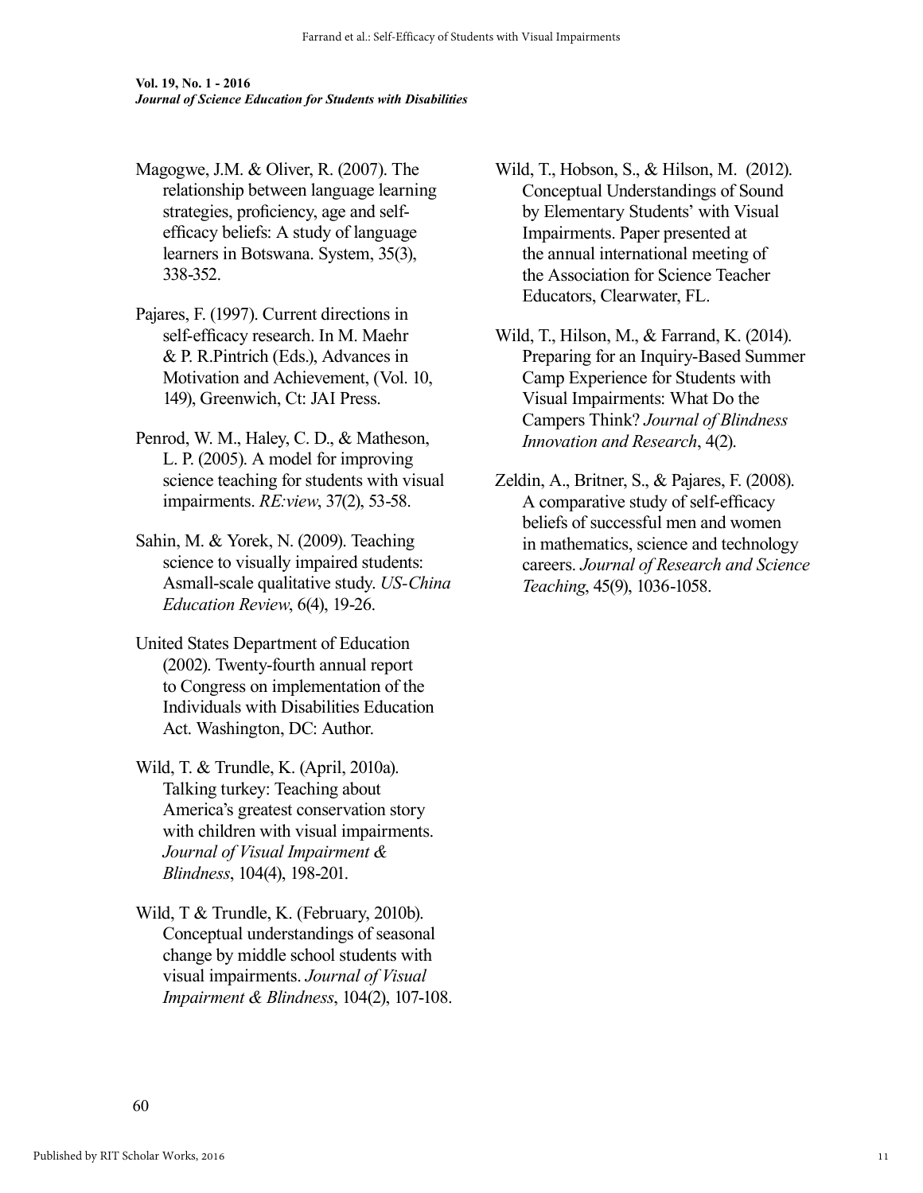Magogwe, J.M. & Oliver, R. (2007). The relationship between language learning strategies, proficiency, age and self-efficacy beliefs: A study of language learners in Botswana. System, 35(3), 338-352.

Pajares, F. (1997). Current directions in self-efficacy research. In M. Maehr & P. R.Pintrich (Eds.), Advances in Motivation and Achievement, (Vol. 10, 149), Greenwich, Ct: JAI Press.

Penrod, W. M., Haley, C. D., & Matheson, L. P. (2005). A model for improving science teaching for students with visual impairments. *RE:view*, 37(2), 53-58.

Sahin, M. & Yorek, N. (2009). Teaching science to visually impaired students: Asmall-scale qualitative study. *US-China Education Review*, 6(4), 19-26.

United States Department of Education (2002). Twenty-fourth annual report to Congress on implementation of the Individuals with Disabilities Education Act. Washington, DC: Author.

Wild, T. & Trundle, K. (April, 2010a). Talking turkey: Teaching about America's greatest conservation story with children with visual impairments. *Journal of Visual Impairment & Blindness*, 104(4), 198-201.

Wild, T & Trundle, K. (February, 2010b). Conceptual understandings of seasonal change by middle school students with visual impairments. *Journal of Visual Impairment & Blindness*, 104(2), 107-108.

Wild, T., Hobson, S., & Hilson, M. (2012). Conceptual Understandings of Sound by Elementary Students' with Visual Impairments. Paper presented at the annual international meeting of the Association for Science Teacher Educators, Clearwater, FL.

Wild, T., Hilson, M., & Farrand, K. (2014). Preparing for an Inquiry-Based Summer Camp Experience for Students with Visual Impairments: What Do the Campers Think? *Journal of Blindness Innovation and Research*, 4(2).

Zeldin, A., Britner, S., & Pajares, F. (2008). A comparative study of self-efficacy beliefs of successful men and women in mathematics, science and technology careers. *Journal of Research and Science Teaching*, 45(9), 1036-1058.